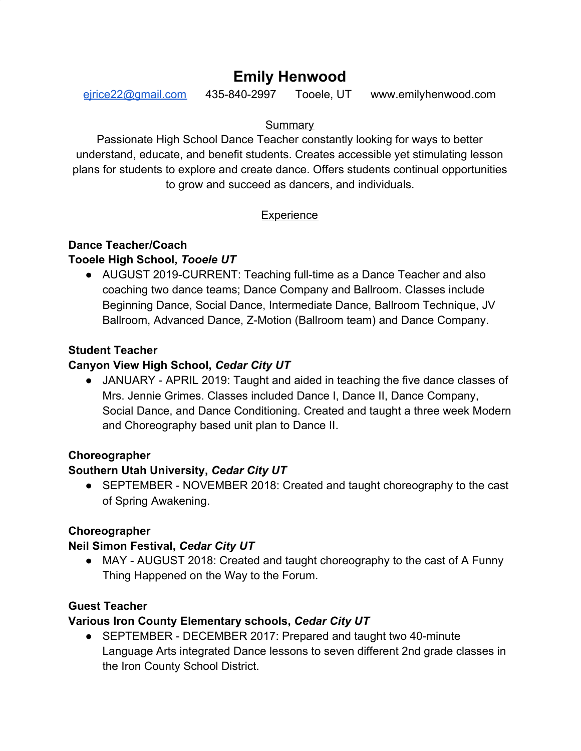# Emily Henwood

ejrice22@gmail.com 435-840-2997 Tooele, UT www.emilyhenwood.com

## Summary

Passionate High School Dance Teacher constantly looking for ways to better understand, educate, and benefit students. Creates accessible yet stimulating lesson plans for students to explore and create dance. Offers students continual opportunities to grow and succeed as dancers, and individuals.

## Experience

**Dance Teacher/Coach**
**Tooele High School, *Tooele UT***

- AUGUST 2019-CURRENT: Teaching full-time as a Dance Teacher and also coaching two dance teams; Dance Company and Ballroom. Classes include Beginning Dance, Social Dance, Intermediate Dance, Ballroom Technique, JV Ballroom, Advanced Dance, Z-Motion (Ballroom team) and Dance Company.

**Student Teacher**
**Canyon View High School, *Cedar City UT***

- JANUARY - APRIL 2019: Taught and aided in teaching the five dance classes of Mrs. Jennie Grimes. Classes included Dance I, Dance II, Dance Company, Social Dance, and Dance Conditioning. Created and taught a three week Modern and Choreography based unit plan to Dance II.

**Choreographer**
**Southern Utah University, *Cedar City UT***

- SEPTEMBER - NOVEMBER 2018: Created and taught choreography to the cast of Spring Awakening.

**Choreographer**
**Neil Simon Festival, *Cedar City UT***

- MAY - AUGUST 2018: Created and taught choreography to the cast of A Funny Thing Happened on the Way to the Forum.

**Guest Teacher**
**Various Iron County Elementary schools, *Cedar City UT***

- SEPTEMBER - DECEMBER 2017: Prepared and taught two 40-minute Language Arts integrated Dance lessons to seven different 2nd grade classes in the Iron County School District.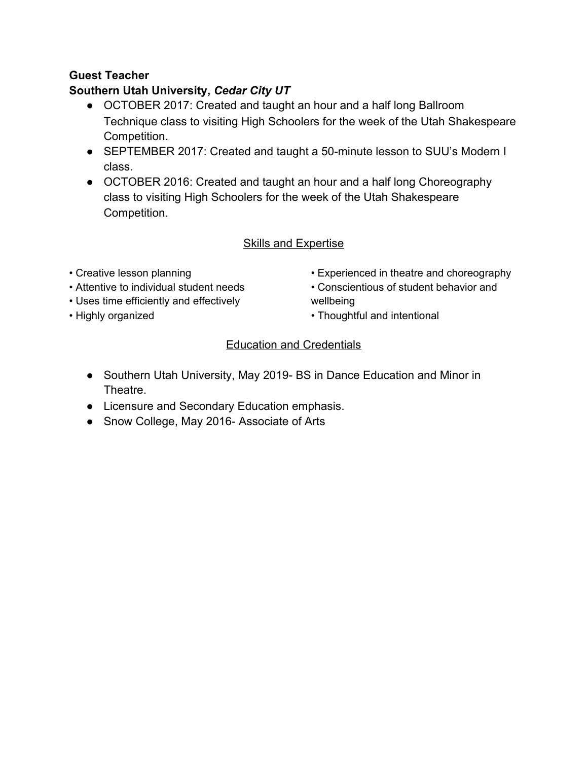**Guest Teacher**

**Southern Utah University,** ***Cedar City UT***

- OCTOBER 2017: Created and taught an hour and a half long Ballroom Technique class to visiting High Schoolers for the week of the Utah Shakespeare Competition.
- SEPTEMBER 2017: Created and taught a 50-minute lesson to SUU's Modern I class.
- OCTOBER 2016: Created and taught an hour and a half long Choreography class to visiting High Schoolers for the week of the Utah Shakespeare Competition.

## Skills and Expertise

- Creative lesson planning
- Attentive to individual student needs
- Uses time efficiently and effectively
- Highly organized
- Experienced in theatre and choreography
- Conscientious of student behavior and wellbeing
- Thoughtful and intentional

## Education and Credentials

- Southern Utah University, May 2019- BS in Dance Education and Minor in Theatre.
- Licensure and Secondary Education emphasis.
- Snow College, May 2016- Associate of Arts